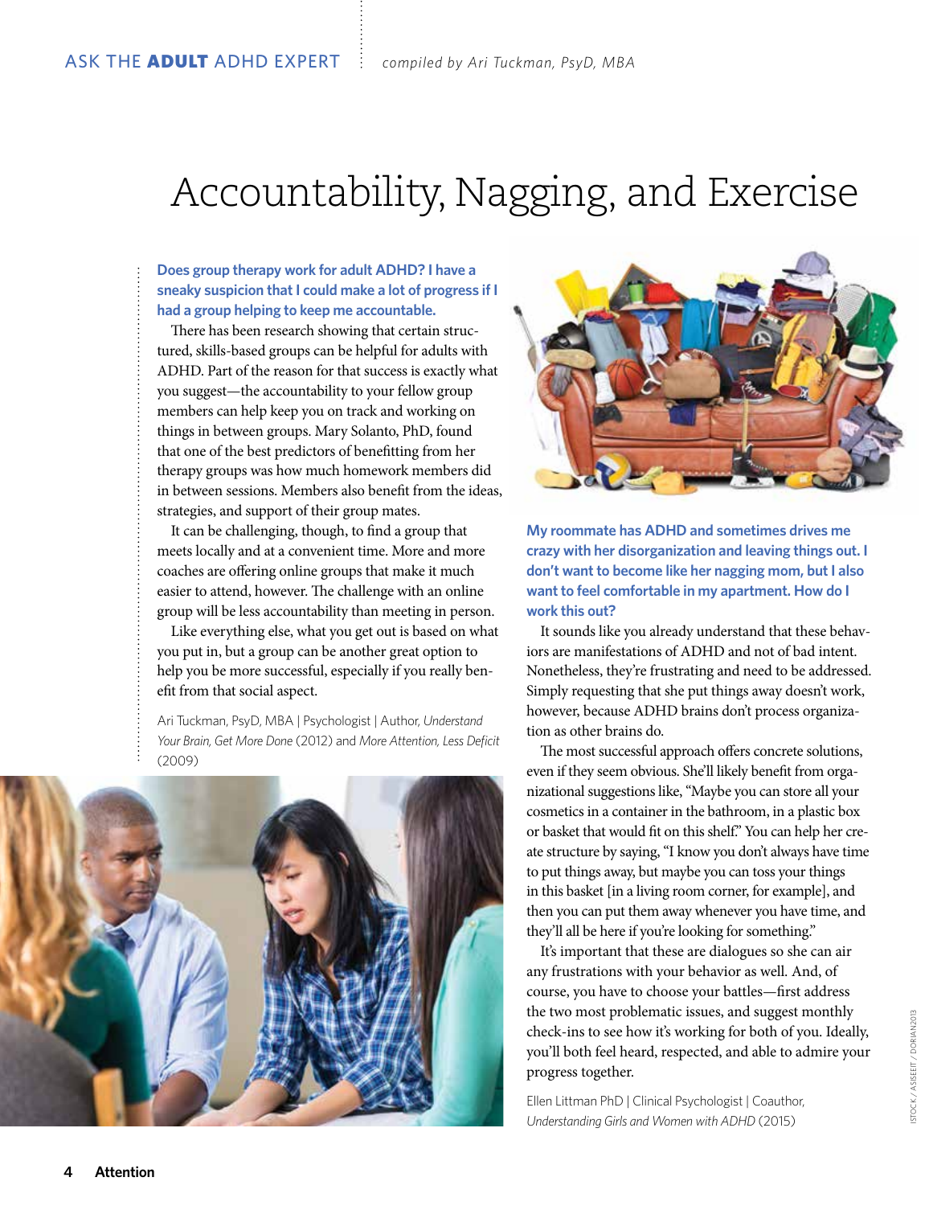ASK THE **ADULT** ADHD EXPERT *compiled by Ari Tuckman, PsyD, MBA*

# Accountability, Nagging, and Exercise

**Does group therapy work for adult ADHD? I have a sneaky suspicion that I could make a lot of progress if I had a group helping to keep me accountable.**

There has been research showing that certain structured, skills-based groups can be helpful for adults with ADHD. Part of the reason for that success is exactly what you suggest—the accountability to your fellow group members can help keep you on track and working on things in between groups. Mary Solanto, PhD, found that one of the best predictors of benefitting from her therapy groups was how much homework members did in between sessions. Members also benefit from the ideas, strategies, and support of their group mates.

It can be challenging, though, to find a group that meets locally and at a convenient time. More and more coaches are offering online groups that make it much easier to attend, however. The challenge with an online group will be less accountability than meeting in person.

Like everything else, what you get out is based on what you put in, but a group can be another great option to help you be more successful, especially if you really benefit from that social aspect.

Ari Tuckman, PsyD, MBA | Psychologist | Author, *Understand Your Brain, Get More Done* (2012) and *More Attention, Less Deficit* (2009)

**My roommate has ADHD and sometimes drives me crazy with her disorganization and leaving things out. I don't want to become like her nagging mom, but I also want to feel comfortable in my apartment. How do I work this out?**

It sounds like you already understand that these behaviors are manifestations of ADHD and not of bad intent. Nonetheless, they're frustrating and need to be addressed. Simply requesting that she put things away doesn't work, however, because ADHD brains don't process organization as other brains do.

The most successful approach offers concrete solutions, even if they seem obvious. She'll likely benefit from organizational suggestions like, "Maybe you can store all your cosmetics in a container in the bathroom, in a plastic box or basket that would fit on this shelf." You can help her create structure by saying, "I know you don't always have time to put things away, but maybe you can toss your things in this basket [in a living room corner, for example], and then you can put them away whenever you have time, and they'll all be here if you're looking for something."

It's important that these are dialogues so she can air any frustrations with your behavior as well. And, of course, you have to choose your battles—first address the two most problematic issues, and suggest monthly check-ins to see how it's working for both of you. Ideally, you'll both feel heard, respected, and able to admire your progress together.

Ellen Littman PhD | Clinical Psychologist | Coauthor, *Understanding Girls and Women with ADHD* (2015)

ISTOCK / ASISEEIT / DORIAN2013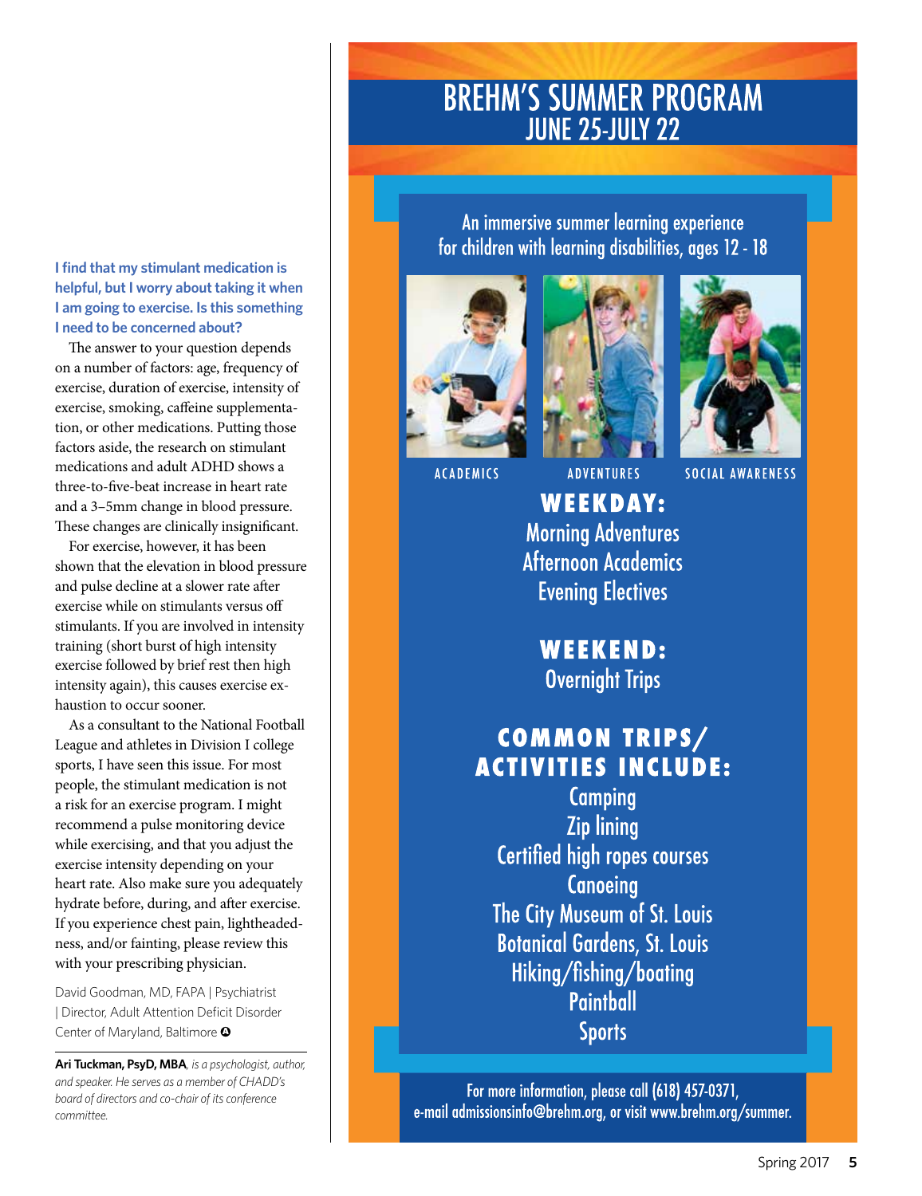**I find that my stimulant medication is helpful, but I worry about taking it when I am going to exercise. Is this something I need to be concerned about?**

The answer to your question depends on a number of factors: age, frequency of exercise, duration of exercise, intensity of exercise, smoking, caffeine supplementation, or other medications. Putting those factors aside, the research on stimulant medications and adult ADHD shows a three-to-five-beat increase in heart rate and a 3–5mm change in blood pressure. These changes are clinically insignificant.

For exercise, however, it has been shown that the elevation in blood pressure and pulse decline at a slower rate after exercise while on stimulants versus off stimulants. If you are involved in intensity training (short burst of high intensity exercise followed by brief rest then high intensity again), this causes exercise exhaustion to occur sooner.

As a consultant to the National Football League and athletes in Division I college sports, I have seen this issue. For most people, the stimulant medication is not a risk for an exercise program. I might recommend a pulse monitoring device while exercising, and that you adjust the exercise intensity depending on your heart rate. Also make sure you adequately hydrate before, during, and after exercise. If you experience chest pain, lightheadedness, and/or fainting, please review this with your prescribing physician.

David Goodman, MD, FAPA | Psychiatrist | Director, Adult Attention Deficit Disorder Center of Maryland, Baltimore

**Ari Tuckman, PsyD, MBA**, *is a psychologist, author, and speaker. He serves as a member of CHADD's board of directors and co-chair of its conference committee.*

# BREHM'S SUMMER PROGRAM
## JUNE 25-JULY 22

An immersive summer learning experience for children with learning disabilities, ages 12 - 18

ACADEMICS ADVENTURES SOCIAL AWARENESS

**WEEKDAY:**
Morning Adventures
Afternoon Academics
Evening Electives

**WEEKEND:**
Overnight Trips

**COMMON TRIPS/ ACTIVITIES INCLUDE:**
Camping
Zip lining
Certified high ropes courses
Canoeing
The City Museum of St. Louis
Botanical Gardens, St. Louis
Hiking/fishing/boating
Paintball
Sports

For more information, please call (618) 457-0371, e-mail admissionsinfo@brehm.org, or visit www.brehm.org/summer.